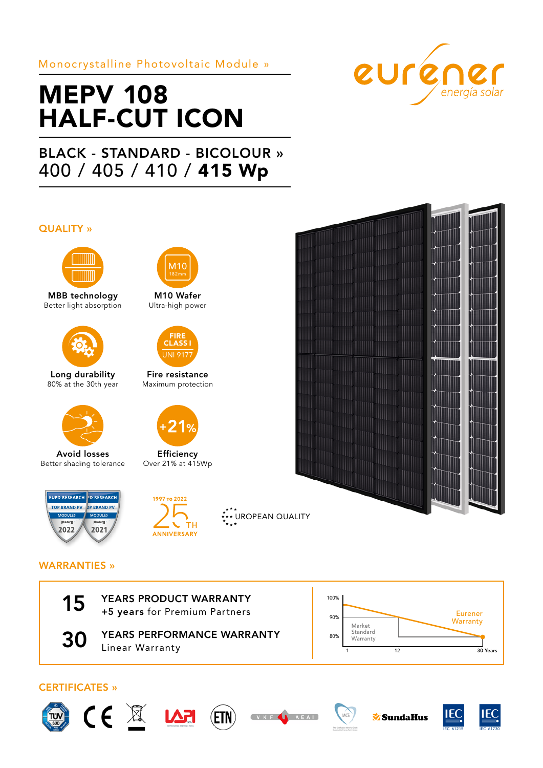Monocrystalline Photovoltaic Module »

# MEPV 108 HALF-CUT ICON

## BLACK - STANDARD - BICOLOUR »

400 / 405 / 410 / **415 Wp**

eurener energía solar

## QUALITY »

**MBB technology**
Better light absorption

**M10 Wafer**
Ultra-high power

**Long durability**
80% at the 30th year

**Fire resistance**
Maximum protection

**Avoid losses**
Better shading tolerance

**Efficiency**
Over 21% at 415Wp

EUPD RESEARCH TOP BRAND PV MODULES FRANCE 2022 · EUPD RESEARCH TOP BRAND PV MODULES FRANCE 2021

1997 TO 2022 25TH ANNIVERSARY

EUROPEAN QUALITY

## WARRANTIES »

**15** YEARS PRODUCT WARRANTY
**+5 years** for Premium Partners

**30** YEARS PERFORMANCE WARRANTY
Linear Warranty

100% · 90% · 80% — Market Standard Warranty · Eurener Warranty — 1 · 12 · 30 Years

## CERTIFICATES »

TÜV SÜD · CE · WEEE · LAPI · ETN · VKF AEAI · MCS · SundaHus · IEC 61215 · IEC 61730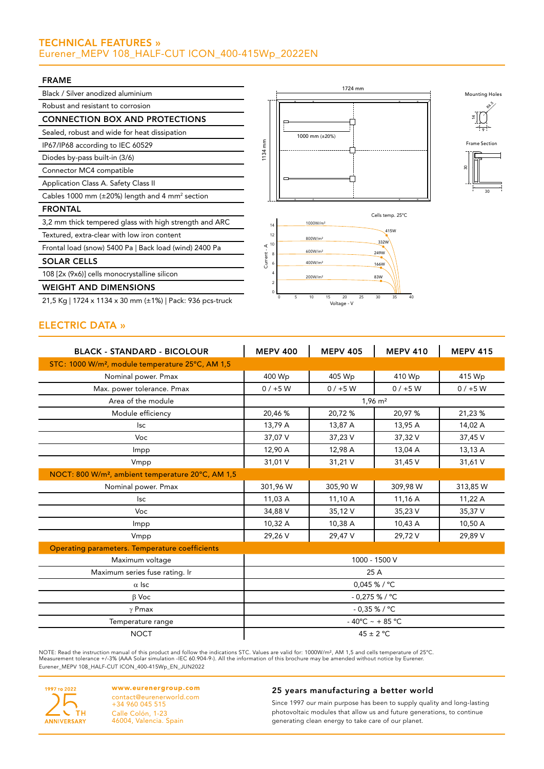## TECHNICAL FEATURES »
Eurener_MEPV 108_HALF-CUT ICON_400-415Wp_2022EN

| | |
|---|---|
| **FRAME** | |
| Black / Silver anodized aluminium | |
| Robust and resistant to corrosion | |
| **CONNECTION BOX AND PROTECTIONS** | |
| Sealed, robust and wide for heat dissipation | |
| IP67/IP68 according to IEC 60529 | |
| Diodes by-pass built-in (3/6) | |
| Connector MC4 compatible | |
| Application Class A. Safety Class II | |
| Cables 1000 mm (±20%) length and 4 mm² section | |
| **FRONTAL** | |
| 3,2 mm thick tempered glass with high strength and ARC | |
| Textured, extra-clear with low iron content | |
| Frontal load (snow) 5400 Pa \| Back load (wind) 2400 Pa | |
| **SOLAR CELLS** | |
| 108 [2x (9x6)] cells monocrystalline silicon | |
| **WEIGHT AND DIMENSIONS** | |
| 21,5 Kg \| 1724 x 1134 x 30 mm (±1%) \| Pack: 936 pcs-truck | |

1724 mm
1134 mm
1000 mm (±20%)
Mounting Holes
Frame Section
30
30

Cells temp. 25°C
1000W/m² 415W
800W/m² 332W
600W/m² 249W
400W/m² 166W
200W/m² 83W
Current - A
Voltage - V

## ELECTRIC DATA »

| BLACK - STANDARD - BICOLOUR | MEPV 400 | MEPV 405 | MEPV 410 | MEPV 415 |
|---|---|---|---|---|
| STC: 1000 W/m², module temperature 25°C, AM 1,5 | | | | |
| Nominal power. Pmax | 400 Wp | 405 Wp | 410 Wp | 415 Wp |
| Max. power tolerance. Pmax | 0 / +5 W | 0 / +5 W | 0 / +5 W | 0 / +5 W |
| Area of the module | 1,96 m² | | | |
| Module efficiency | 20,46 % | 20,72 % | 20,97 % | 21,23 % |
| Isc | 13,79 A | 13,87 A | 13,95 A | 14,02 A |
| Voc | 37,07 V | 37,23 V | 37,32 V | 37,45 V |
| Impp | 12,90 A | 12,98 A | 13,04 A | 13,13 A |
| Vmpp | 31,01 V | 31,21 V | 31,45 V | 31,61 V |
| NOCT: 800 W/m², ambient temperature 20°C, AM 1,5 | | | | |
| Nominal power. Pmax | 301,96 W | 305,90 W | 309,98 W | 313,85 W |
| Isc | 11,03 A | 11,10 A | 11,16 A | 11,22 A |
| Voc | 34,88 V | 35,12 V | 35,23 V | 35,37 V |
| Impp | 10,32 A | 10,38 A | 10,43 A | 10,50 A |
| Vmpp | 29,26 V | 29,47 V | 29,72 V | 29,89 V |
| Operating parameters. Temperature coefficients | | | | |
| Maximum voltage | 1000 - 1500 V | | | |
| Maximum series fuse rating. Ir | 25 A | | | |
| α Isc | 0,045 % / °C | | | |
| β Voc | - 0,275 % / °C | | | |
| γ Pmax | - 0,35 % / °C | | | |
| Temperature range | - 40°C ~ + 85 °C | | | |
| NOCT | 45 ± 2 °C | | | |

NOTE: Read the instruction manual of this product and follow the indications STC. Values are valid for: 1000W/m², AM 1,5 and cells temperature of 25°C. Measurement tolerance +/-3% (AAA Solar simulation -IEC 60.904-9-). All the information of this brochure may be amended without notice by Eurener.
Eurener_MEPV 108_HALF-CUT ICON_400-415Wp_EN_JUN2022

1997 TO 2022 25TH ANNIVERSARY

**www.eurenergroup.com**
contact@eurenerworld.com
+34 960 045 515
Calle Colón, 1-23
46004, Valencia. Spain

### 25 years manufacturing a better world

Since 1997 our main purpose has been to supply quality and long-lasting photovoltaic modules that allow us and future generations, to continue generating clean energy to take care of our planet.